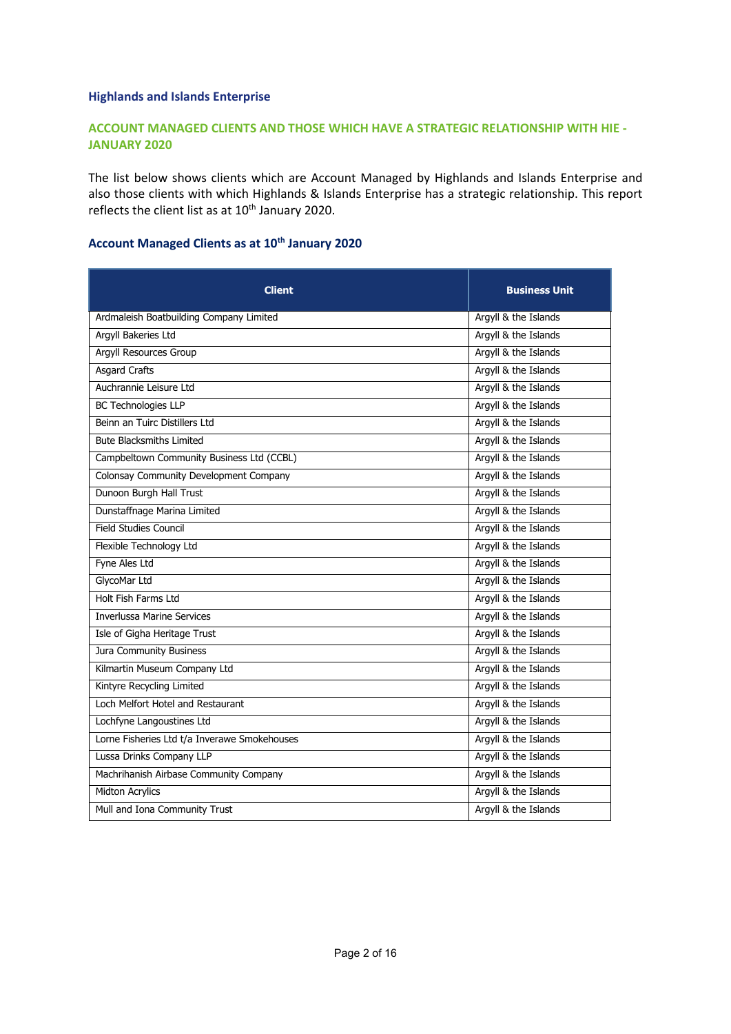# Highlands and Islands Enterprise

## ACCOUNT MANAGED CLIENTS AND THOSE WHICH HAVE A STRATEGIC RELATIONSHIP WITH HIE - JANUARY 2020

The list below shows clients which are Account Managed by Highlands and Islands Enterprise and also those clients with which Highlands & Islands Enterprise has a strategic relationship. This report reflects the client list as at 10th January 2020.

### Account Managed Clients as at 10th January 2020

| Client | Business Unit |
|---|---|
| Ardmaleish Boatbuilding Company Limited | Argyll & the Islands |
| Argyll Bakeries Ltd | Argyll & the Islands |
| Argyll Resources Group | Argyll & the Islands |
| Asgard Crafts | Argyll & the Islands |
| Auchrannie Leisure Ltd | Argyll & the Islands |
| BC Technologies LLP | Argyll & the Islands |
| Beinn an Tuirc Distillers Ltd | Argyll & the Islands |
| Bute Blacksmiths Limited | Argyll & the Islands |
| Campbeltown Community Business Ltd (CCBL) | Argyll & the Islands |
| Colonsay Community Development Company | Argyll & the Islands |
| Dunoon Burgh Hall Trust | Argyll & the Islands |
| Dunstaffnage Marina Limited | Argyll & the Islands |
| Field Studies Council | Argyll & the Islands |
| Flexible Technology Ltd | Argyll & the Islands |
| Fyne Ales Ltd | Argyll & the Islands |
| GlycoMar Ltd | Argyll & the Islands |
| Holt Fish Farms Ltd | Argyll & the Islands |
| Inverlussa Marine Services | Argyll & the Islands |
| Isle of Gigha Heritage Trust | Argyll & the Islands |
| Jura Community Business | Argyll & the Islands |
| Kilmartin Museum Company Ltd | Argyll & the Islands |
| Kintyre Recycling Limited | Argyll & the Islands |
| Loch Melfort Hotel and Restaurant | Argyll & the Islands |
| Lochfyne Langoustines Ltd | Argyll & the Islands |
| Lorne Fisheries Ltd t/a Inverawe Smokehouses | Argyll & the Islands |
| Lussa Drinks Company LLP | Argyll & the Islands |
| Machrihanish Airbase Community Company | Argyll & the Islands |
| Midton Acrylics | Argyll & the Islands |
| Mull and Iona Community Trust | Argyll & the Islands |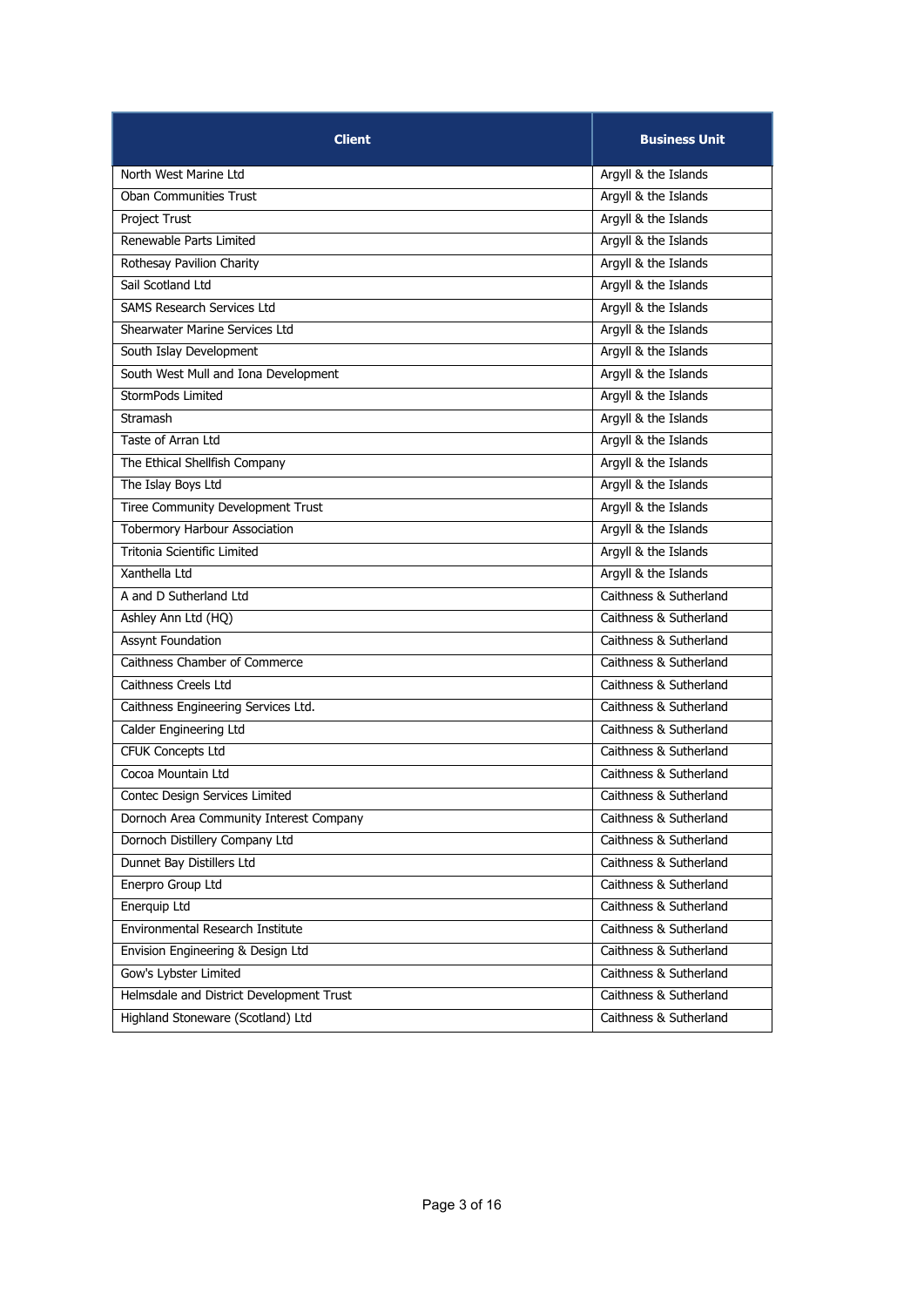| Client | Business Unit |
| --- | --- |
| North West Marine Ltd | Argyll & the Islands |
| Oban Communities Trust | Argyll & the Islands |
| Project Trust | Argyll & the Islands |
| Renewable Parts Limited | Argyll & the Islands |
| Rothesay Pavilion Charity | Argyll & the Islands |
| Sail Scotland Ltd | Argyll & the Islands |
| SAMS Research Services Ltd | Argyll & the Islands |
| Shearwater Marine Services Ltd | Argyll & the Islands |
| South Islay Development | Argyll & the Islands |
| South West Mull and Iona Development | Argyll & the Islands |
| StormPods Limited | Argyll & the Islands |
| Stramash | Argyll & the Islands |
| Taste of Arran Ltd | Argyll & the Islands |
| The Ethical Shellfish Company | Argyll & the Islands |
| The Islay Boys Ltd | Argyll & the Islands |
| Tiree Community Development Trust | Argyll & the Islands |
| Tobermory Harbour Association | Argyll & the Islands |
| Tritonia Scientific Limited | Argyll & the Islands |
| Xanthella Ltd | Argyll & the Islands |
| A and D Sutherland Ltd | Caithness & Sutherland |
| Ashley Ann Ltd (HQ) | Caithness & Sutherland |
| Assynt Foundation | Caithness & Sutherland |
| Caithness Chamber of Commerce | Caithness & Sutherland |
| Caithness Creels Ltd | Caithness & Sutherland |
| Caithness Engineering Services Ltd. | Caithness & Sutherland |
| Calder Engineering Ltd | Caithness & Sutherland |
| CFUK Concepts Ltd | Caithness & Sutherland |
| Cocoa Mountain Ltd | Caithness & Sutherland |
| Contec Design Services Limited | Caithness & Sutherland |
| Dornoch Area Community Interest Company | Caithness & Sutherland |
| Dornoch Distillery Company Ltd | Caithness & Sutherland |
| Dunnet Bay Distillers Ltd | Caithness & Sutherland |
| Enerpro Group Ltd | Caithness & Sutherland |
| Enerquip Ltd | Caithness & Sutherland |
| Environmental Research Institute | Caithness & Sutherland |
| Envision Engineering & Design Ltd | Caithness & Sutherland |
| Gow's Lybster Limited | Caithness & Sutherland |
| Helmsdale and District Development Trust | Caithness & Sutherland |
| Highland Stoneware (Scotland) Ltd | Caithness & Sutherland |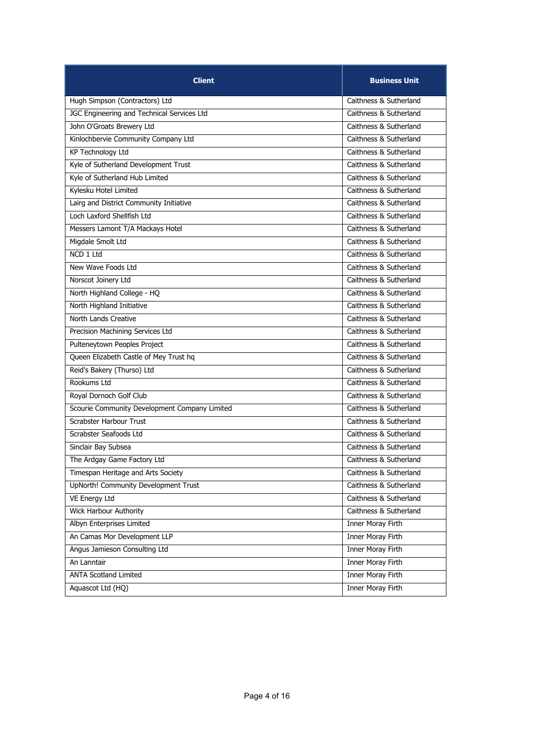| Client | Business Unit |
| --- | --- |
| Hugh Simpson (Contractors) Ltd | Caithness & Sutherland |
| JGC Engineering and Technical Services Ltd | Caithness & Sutherland |
| John O'Groats Brewery Ltd | Caithness & Sutherland |
| Kinlochbervie Community Company Ltd | Caithness & Sutherland |
| KP Technology Ltd | Caithness & Sutherland |
| Kyle of Sutherland Development Trust | Caithness & Sutherland |
| Kyle of Sutherland Hub Limited | Caithness & Sutherland |
| Kylesku Hotel Limited | Caithness & Sutherland |
| Lairg and District Community Initiative | Caithness & Sutherland |
| Loch Laxford Shellfish Ltd | Caithness & Sutherland |
| Messers Lamont T/A Mackays Hotel | Caithness & Sutherland |
| Migdale Smolt Ltd | Caithness & Sutherland |
| NCD 1 Ltd | Caithness & Sutherland |
| New Wave Foods Ltd | Caithness & Sutherland |
| Norscot Joinery Ltd | Caithness & Sutherland |
| North Highland College - HQ | Caithness & Sutherland |
| North Highland Initiative | Caithness & Sutherland |
| North Lands Creative | Caithness & Sutherland |
| Precision Machining Services Ltd | Caithness & Sutherland |
| Pulteneytown Peoples Project | Caithness & Sutherland |
| Queen Elizabeth Castle of Mey Trust hq | Caithness & Sutherland |
| Reid's Bakery (Thurso) Ltd | Caithness & Sutherland |
| Rookums Ltd | Caithness & Sutherland |
| Royal Dornoch Golf Club | Caithness & Sutherland |
| Scourie Community Development Company Limited | Caithness & Sutherland |
| Scrabster Harbour Trust | Caithness & Sutherland |
| Scrabster Seafoods Ltd | Caithness & Sutherland |
| Sinclair Bay Subsea | Caithness & Sutherland |
| The Ardgay Game Factory Ltd | Caithness & Sutherland |
| Timespan Heritage and Arts Society | Caithness & Sutherland |
| UpNorth! Community Development Trust | Caithness & Sutherland |
| VE Energy Ltd | Caithness & Sutherland |
| Wick Harbour Authority | Caithness & Sutherland |
| Albyn Enterprises Limited | Inner Moray Firth |
| An Camas Mor Development LLP | Inner Moray Firth |
| Angus Jamieson Consulting Ltd | Inner Moray Firth |
| An Lanntair | Inner Moray Firth |
| ANTA Scotland Limited | Inner Moray Firth |
| Aquascot Ltd (HQ) | Inner Moray Firth |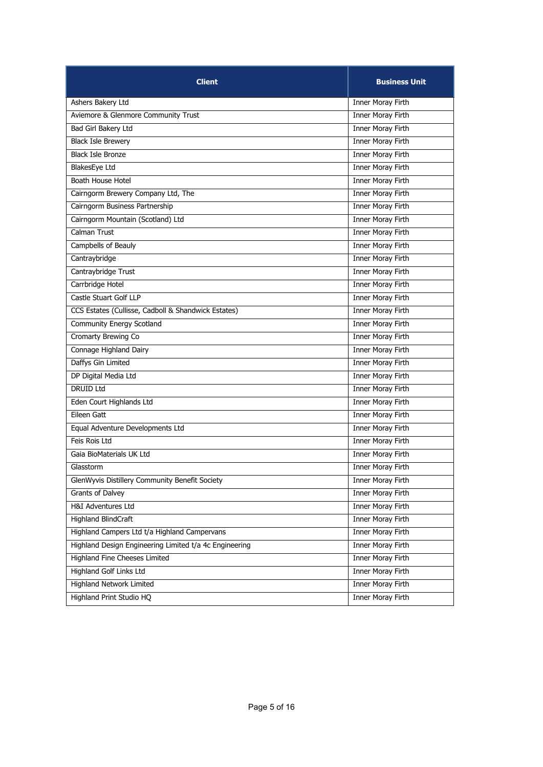| Client | Business Unit |
|---|---|
| Ashers Bakery Ltd | Inner Moray Firth |
| Aviemore & Glenmore Community Trust | Inner Moray Firth |
| Bad Girl Bakery Ltd | Inner Moray Firth |
| Black Isle Brewery | Inner Moray Firth |
| Black Isle Bronze | Inner Moray Firth |
| BlakesEye Ltd | Inner Moray Firth |
| Boath House Hotel | Inner Moray Firth |
| Cairngorm Brewery Company Ltd, The | Inner Moray Firth |
| Cairngorm Business Partnership | Inner Moray Firth |
| Cairngorm Mountain (Scotland) Ltd | Inner Moray Firth |
| Calman Trust | Inner Moray Firth |
| Campbells of Beauly | Inner Moray Firth |
| Cantraybridge | Inner Moray Firth |
| Cantraybridge Trust | Inner Moray Firth |
| Carrbridge Hotel | Inner Moray Firth |
| Castle Stuart Golf LLP | Inner Moray Firth |
| CCS Estates (Cullisse, Cadboll & Shandwick Estates) | Inner Moray Firth |
| Community Energy Scotland | Inner Moray Firth |
| Cromarty Brewing Co | Inner Moray Firth |
| Connage Highland Dairy | Inner Moray Firth |
| Daffys Gin Limited | Inner Moray Firth |
| DP Digital Media Ltd | Inner Moray Firth |
| DRUID Ltd | Inner Moray Firth |
| Eden Court Highlands Ltd | Inner Moray Firth |
| Eileen Gatt | Inner Moray Firth |
| Equal Adventure Developments Ltd | Inner Moray Firth |
| Feis Rois Ltd | Inner Moray Firth |
| Gaia BioMaterials UK Ltd | Inner Moray Firth |
| Glasstorm | Inner Moray Firth |
| GlenWyvis Distillery Community Benefit Society | Inner Moray Firth |
| Grants of Dalvey | Inner Moray Firth |
| H&I Adventures Ltd | Inner Moray Firth |
| Highland BlindCraft | Inner Moray Firth |
| Highland Campers Ltd t/a Highland Campervans | Inner Moray Firth |
| Highland Design Engineering Limited t/a 4c Engineering | Inner Moray Firth |
| Highland Fine Cheeses Limited | Inner Moray Firth |
| Highland Golf Links Ltd | Inner Moray Firth |
| Highland Network Limited | Inner Moray Firth |
| Highland Print Studio HQ | Inner Moray Firth |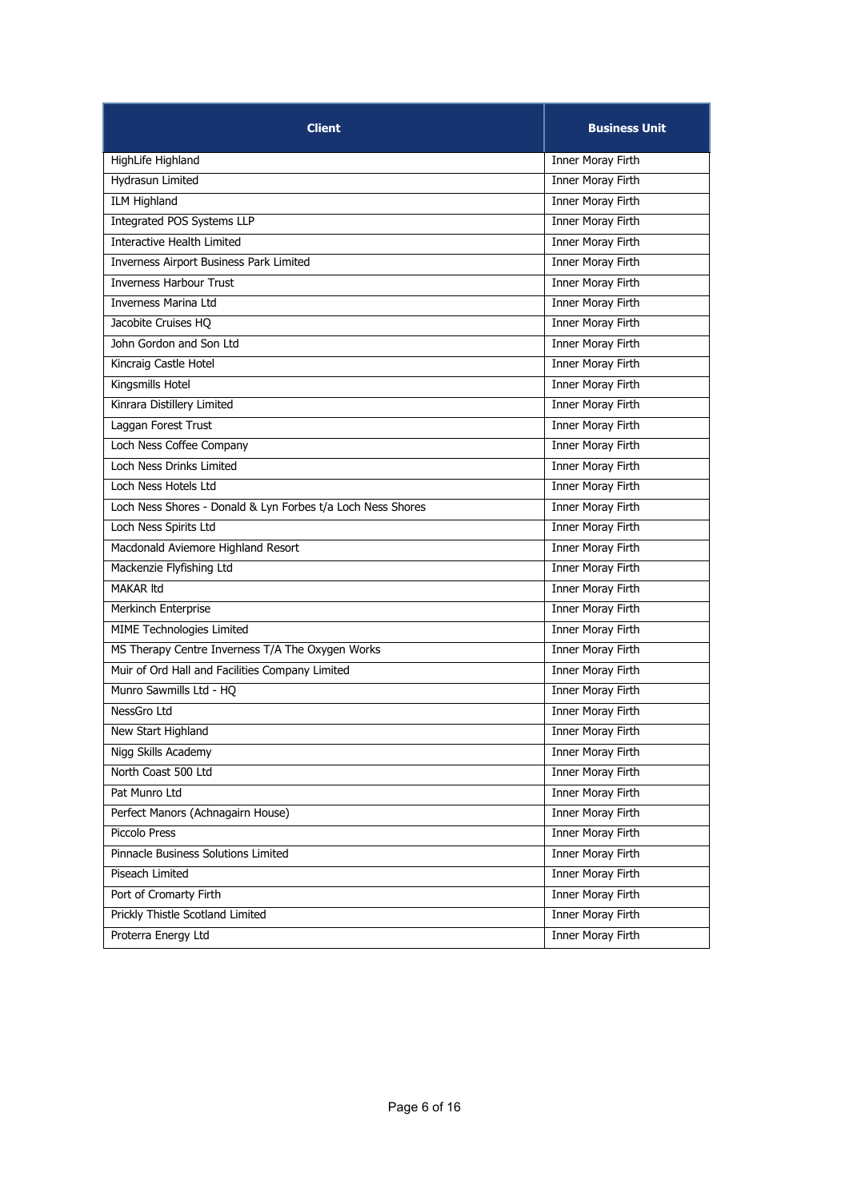| Client | Business Unit |
| --- | --- |
| HighLife Highland | Inner Moray Firth |
| Hydrasun Limited | Inner Moray Firth |
| ILM Highland | Inner Moray Firth |
| Integrated POS Systems LLP | Inner Moray Firth |
| Interactive Health Limited | Inner Moray Firth |
| Inverness Airport Business Park Limited | Inner Moray Firth |
| Inverness Harbour Trust | Inner Moray Firth |
| Inverness Marina Ltd | Inner Moray Firth |
| Jacobite Cruises HQ | Inner Moray Firth |
| John Gordon and Son Ltd | Inner Moray Firth |
| Kincraig Castle Hotel | Inner Moray Firth |
| Kingsmills Hotel | Inner Moray Firth |
| Kinrara Distillery Limited | Inner Moray Firth |
| Laggan Forest Trust | Inner Moray Firth |
| Loch Ness Coffee Company | Inner Moray Firth |
| Loch Ness Drinks Limited | Inner Moray Firth |
| Loch Ness Hotels Ltd | Inner Moray Firth |
| Loch Ness Shores - Donald & Lyn Forbes t/a Loch Ness Shores | Inner Moray Firth |
| Loch Ness Spirits Ltd | Inner Moray Firth |
| Macdonald Aviemore Highland Resort | Inner Moray Firth |
| Mackenzie Flyfishing Ltd | Inner Moray Firth |
| MAKAR ltd | Inner Moray Firth |
| Merkinch Enterprise | Inner Moray Firth |
| MIME Technologies Limited | Inner Moray Firth |
| MS Therapy Centre Inverness T/A The Oxygen Works | Inner Moray Firth |
| Muir of Ord Hall and Facilities Company Limited | Inner Moray Firth |
| Munro Sawmills Ltd - HQ | Inner Moray Firth |
| NessGro Ltd | Inner Moray Firth |
| New Start Highland | Inner Moray Firth |
| Nigg Skills Academy | Inner Moray Firth |
| North Coast 500 Ltd | Inner Moray Firth |
| Pat Munro Ltd | Inner Moray Firth |
| Perfect Manors (Achnagairn House) | Inner Moray Firth |
| Piccolo Press | Inner Moray Firth |
| Pinnacle Business Solutions Limited | Inner Moray Firth |
| Piseach Limited | Inner Moray Firth |
| Port of Cromarty Firth | Inner Moray Firth |
| Prickly Thistle Scotland Limited | Inner Moray Firth |
| Proterra Energy Ltd | Inner Moray Firth |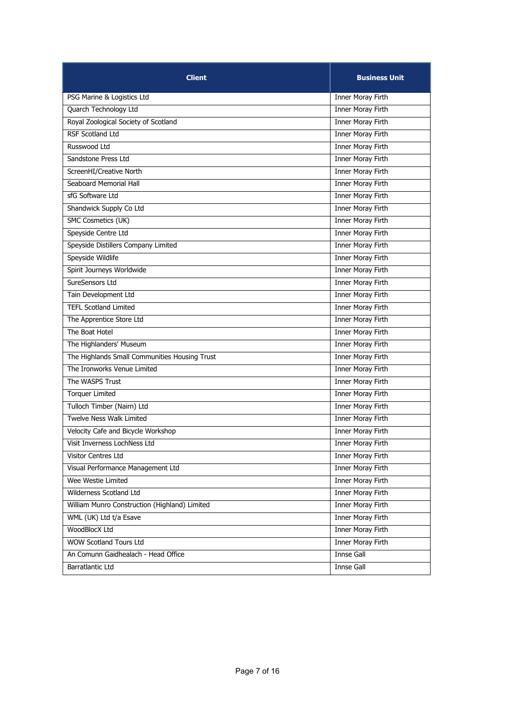| Client | Business Unit |
| --- | --- |
| PSG Marine & Logistics Ltd | Inner Moray Firth |
| Quarch Technology Ltd | Inner Moray Firth |
| Royal Zoological Society of Scotland | Inner Moray Firth |
| RSF Scotland Ltd | Inner Moray Firth |
| Russwood Ltd | Inner Moray Firth |
| Sandstone Press Ltd | Inner Moray Firth |
| ScreenHI/Creative North | Inner Moray Firth |
| Seaboard Memorial Hall | Inner Moray Firth |
| sfG Software Ltd | Inner Moray Firth |
| Shandwick Supply Co Ltd | Inner Moray Firth |
| SMC Cosmetics (UK) | Inner Moray Firth |
| Speyside Centre Ltd | Inner Moray Firth |
| Speyside Distillers Company Limited | Inner Moray Firth |
| Speyside Wildlife | Inner Moray Firth |
| Spirit Journeys Worldwide | Inner Moray Firth |
| SureSensors Ltd | Inner Moray Firth |
| Tain Development Ltd | Inner Moray Firth |
| TEFL Scotland Limited | Inner Moray Firth |
| The Apprentice Store Ltd | Inner Moray Firth |
| The Boat Hotel | Inner Moray Firth |
| The Highlanders' Museum | Inner Moray Firth |
| The Highlands Small Communities Housing Trust | Inner Moray Firth |
| The Ironworks Venue Limited | Inner Moray Firth |
| The WASPS Trust | Inner Moray Firth |
| Torquer Limited | Inner Moray Firth |
| Tulloch Timber (Nairn) Ltd | Inner Moray Firth |
| Twelve Ness Walk Limited | Inner Moray Firth |
| Velocity Cafe and Bicycle Workshop | Inner Moray Firth |
| Visit Inverness LochNess Ltd | Inner Moray Firth |
| Visitor Centres Ltd | Inner Moray Firth |
| Visual Performance Management Ltd | Inner Moray Firth |
| Wee Westie Limited | Inner Moray Firth |
| Wilderness Scotland Ltd | Inner Moray Firth |
| William Munro Construction (Highland) Limited | Inner Moray Firth |
| WML (UK) Ltd t/a Esave | Inner Moray Firth |
| WoodBlocX Ltd | Inner Moray Firth |
| WOW Scotland Tours Ltd | Inner Moray Firth |
| An Comunn Gaidhealach - Head Office | Innse Gall |
| Barratlantic Ltd | Innse Gall |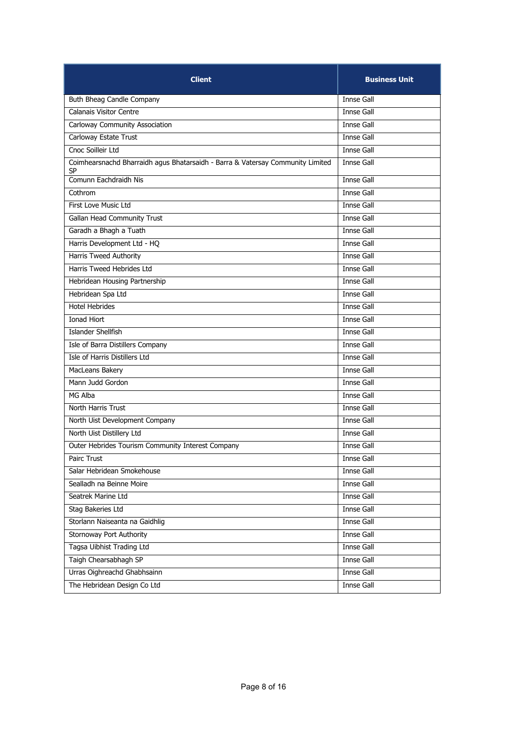| Client | Business Unit |
| --- | --- |
| Buth Bheag Candle Company | Innse Gall |
| Calanais Visitor Centre | Innse Gall |
| Carloway Community Association | Innse Gall |
| Carloway Estate Trust | Innse Gall |
| Cnoc Soilleir Ltd | Innse Gall |
| Coimhearsnachd Bharraidh agus Bhatarsaidh - Barra & Vatersay Community Limited SP | Innse Gall |
| Comunn Eachdraidh Nis | Innse Gall |
| Cothrom | Innse Gall |
| First Love Music Ltd | Innse Gall |
| Gallan Head Community Trust | Innse Gall |
| Garadh a Bhagh a Tuath | Innse Gall |
| Harris Development Ltd - HQ | Innse Gall |
| Harris Tweed Authority | Innse Gall |
| Harris Tweed Hebrides Ltd | Innse Gall |
| Hebridean Housing Partnership | Innse Gall |
| Hebridean Spa Ltd | Innse Gall |
| Hotel Hebrides | Innse Gall |
| Ionad Hiort | Innse Gall |
| Islander Shellfish | Innse Gall |
| Isle of Barra Distillers Company | Innse Gall |
| Isle of Harris Distillers Ltd | Innse Gall |
| MacLeans Bakery | Innse Gall |
| Mann Judd Gordon | Innse Gall |
| MG Alba | Innse Gall |
| North Harris Trust | Innse Gall |
| North Uist Development Company | Innse Gall |
| North Uist Distillery Ltd | Innse Gall |
| Outer Hebrides Tourism Community Interest Company | Innse Gall |
| Pairc Trust | Innse Gall |
| Salar Hebridean Smokehouse | Innse Gall |
| Sealladh na Beinne Moire | Innse Gall |
| Seatrek Marine Ltd | Innse Gall |
| Stag Bakeries Ltd | Innse Gall |
| Storlann Naiseanta na Gaidhlig | Innse Gall |
| Stornoway Port Authority | Innse Gall |
| Tagsa Uibhist Trading Ltd | Innse Gall |
| Taigh Chearsabhagh SP | Innse Gall |
| Urras Oighreachd Ghabhsainn | Innse Gall |
| The Hebridean Design Co Ltd | Innse Gall |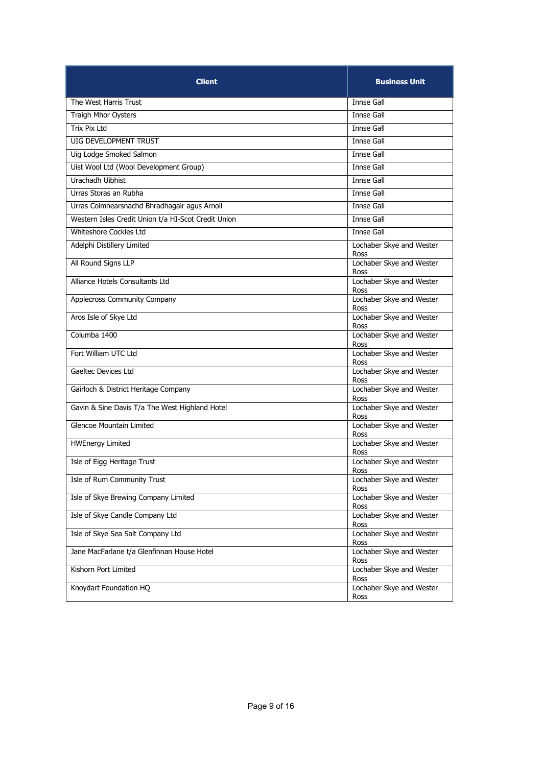| Client | Business Unit |
| --- | --- |
| The West Harris Trust | Innse Gall |
| Traigh Mhor Oysters | Innse Gall |
| Trix Pix Ltd | Innse Gall |
| UIG DEVELOPMENT TRUST | Innse Gall |
| Uig Lodge Smoked Salmon | Innse Gall |
| Uist Wool Ltd (Wool Development Group) | Innse Gall |
| Urachadh Uibhist | Innse Gall |
| Urras Storas an Rubha | Innse Gall |
| Urras Coimhearsnachd Bhradhagair agus Arnoil | Innse Gall |
| Western Isles Credit Union t/a HI-Scot Credit Union | Innse Gall |
| Whiteshore Cockles Ltd | Innse Gall |
| Adelphi Distillery Limited | Lochaber Skye and Wester Ross |
| All Round Signs LLP | Lochaber Skye and Wester Ross |
| Alliance Hotels Consultants Ltd | Lochaber Skye and Wester Ross |
| Applecross Community Company | Lochaber Skye and Wester Ross |
| Aros Isle of Skye Ltd | Lochaber Skye and Wester Ross |
| Columba 1400 | Lochaber Skye and Wester Ross |
| Fort William UTC Ltd | Lochaber Skye and Wester Ross |
| Gaeltec Devices Ltd | Lochaber Skye and Wester Ross |
| Gairloch & District Heritage Company | Lochaber Skye and Wester Ross |
| Gavin & Sine Davis T/a The West Highland Hotel | Lochaber Skye and Wester Ross |
| Glencoe Mountain Limited | Lochaber Skye and Wester Ross |
| HWEnergy Limited | Lochaber Skye and Wester Ross |
| Isle of Eigg Heritage Trust | Lochaber Skye and Wester Ross |
| Isle of Rum Community Trust | Lochaber Skye and Wester Ross |
| Isle of Skye Brewing Company Limited | Lochaber Skye and Wester Ross |
| Isle of Skye Candle Company Ltd | Lochaber Skye and Wester Ross |
| Isle of Skye Sea Salt Company Ltd | Lochaber Skye and Wester Ross |
| Jane MacFarlane t/a Glenfinnan House Hotel | Lochaber Skye and Wester Ross |
| Kishorn Port Limited | Lochaber Skye and Wester Ross |
| Knoydart Foundation HQ | Lochaber Skye and Wester Ross |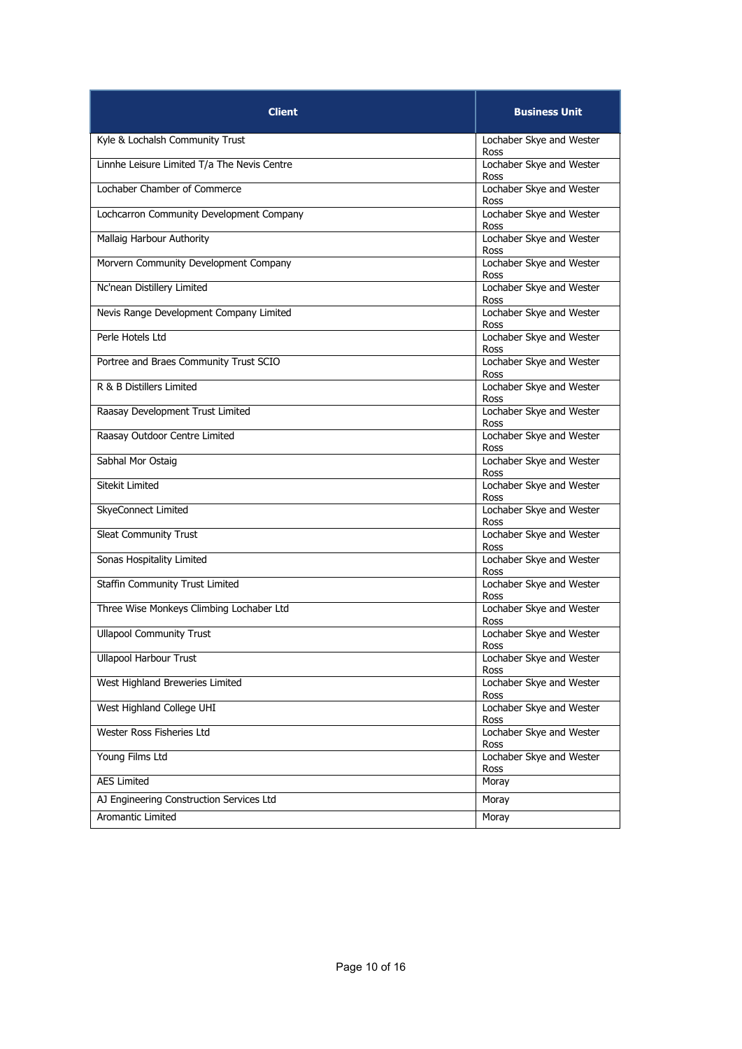| Client | Business Unit |
| --- | --- |
| Kyle & Lochalsh Community Trust | Lochaber Skye and Wester Ross |
| Linnhe Leisure Limited T/a The Nevis Centre | Lochaber Skye and Wester Ross |
| Lochaber Chamber of Commerce | Lochaber Skye and Wester Ross |
| Lochcarron Community Development Company | Lochaber Skye and Wester Ross |
| Mallaig Harbour Authority | Lochaber Skye and Wester Ross |
| Morvern Community Development Company | Lochaber Skye and Wester Ross |
| Nc'nean Distillery Limited | Lochaber Skye and Wester Ross |
| Nevis Range Development Company Limited | Lochaber Skye and Wester Ross |
| Perle Hotels Ltd | Lochaber Skye and Wester Ross |
| Portree and Braes Community Trust SCIO | Lochaber Skye and Wester Ross |
| R & B Distillers Limited | Lochaber Skye and Wester Ross |
| Raasay Development Trust Limited | Lochaber Skye and Wester Ross |
| Raasay Outdoor Centre Limited | Lochaber Skye and Wester Ross |
| Sabhal Mor Ostaig | Lochaber Skye and Wester Ross |
| Sitekit Limited | Lochaber Skye and Wester Ross |
| SkyeConnect Limited | Lochaber Skye and Wester Ross |
| Sleat Community Trust | Lochaber Skye and Wester Ross |
| Sonas Hospitality Limited | Lochaber Skye and Wester Ross |
| Staffin Community Trust Limited | Lochaber Skye and Wester Ross |
| Three Wise Monkeys Climbing Lochaber Ltd | Lochaber Skye and Wester Ross |
| Ullapool Community Trust | Lochaber Skye and Wester Ross |
| Ullapool Harbour Trust | Lochaber Skye and Wester Ross |
| West Highland Breweries Limited | Lochaber Skye and Wester Ross |
| West Highland College UHI | Lochaber Skye and Wester Ross |
| Wester Ross Fisheries Ltd | Lochaber Skye and Wester Ross |
| Young Films Ltd | Lochaber Skye and Wester Ross |
| AES Limited | Moray |
| AJ Engineering Construction Services Ltd | Moray |
| Aromantic Limited | Moray |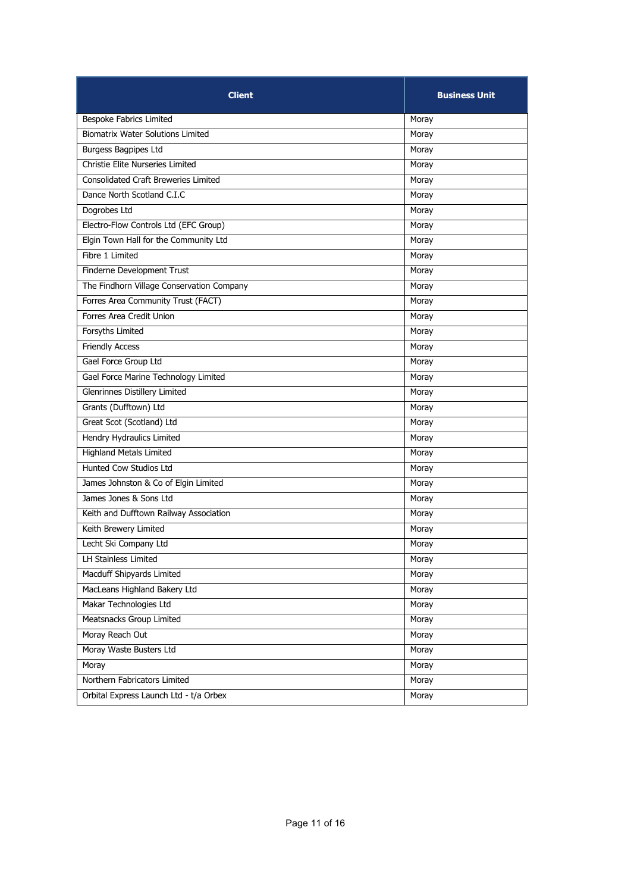| Client | Business Unit |
|---|---|
| Bespoke Fabrics Limited | Moray |
| Biomatrix Water Solutions Limited | Moray |
| Burgess Bagpipes Ltd | Moray |
| Christie Elite Nurseries Limited | Moray |
| Consolidated Craft Breweries Limited | Moray |
| Dance North Scotland C.I.C | Moray |
| Dogrobes Ltd | Moray |
| Electro-Flow Controls Ltd (EFC Group) | Moray |
| Elgin Town Hall for the Community Ltd | Moray |
| Fibre 1 Limited | Moray |
| Finderne Development Trust | Moray |
| The Findhorn Village Conservation Company | Moray |
| Forres Area Community Trust (FACT) | Moray |
| Forres Area Credit Union | Moray |
| Forsyths Limited | Moray |
| Friendly Access | Moray |
| Gael Force Group Ltd | Moray |
| Gael Force Marine Technology Limited | Moray |
| Glenrinnes Distillery Limited | Moray |
| Grants (Dufftown) Ltd | Moray |
| Great Scot (Scotland) Ltd | Moray |
| Hendry Hydraulics Limited | Moray |
| Highland Metals Limited | Moray |
| Hunted Cow Studios Ltd | Moray |
| James Johnston & Co of Elgin Limited | Moray |
| James Jones & Sons Ltd | Moray |
| Keith and Dufftown Railway Association | Moray |
| Keith Brewery Limited | Moray |
| Lecht Ski Company Ltd | Moray |
| LH Stainless Limited | Moray |
| Macduff Shipyards Limited | Moray |
| MacLeans Highland Bakery Ltd | Moray |
| Makar Technologies Ltd | Moray |
| Meatsnacks Group Limited | Moray |
| Moray Reach Out | Moray |
| Moray Waste Busters Ltd | Moray |
| Moray | Moray |
| Northern Fabricators Limited | Moray |
| Orbital Express Launch Ltd - t/a Orbex | Moray |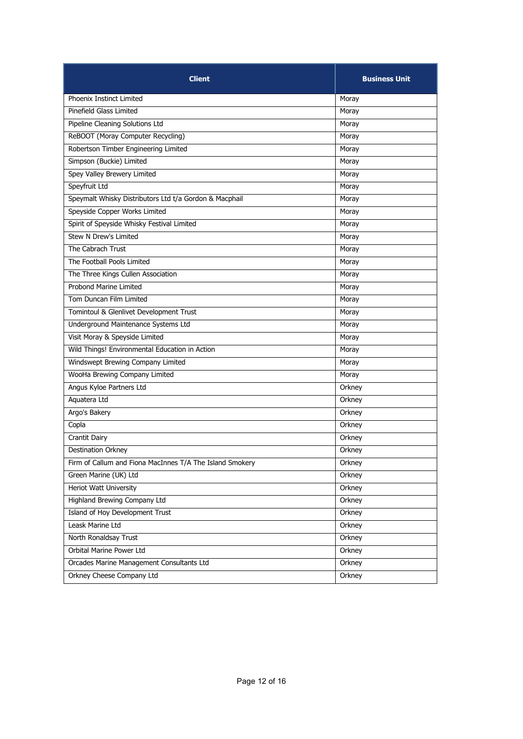| Client | Business Unit |
|---|---|
| Phoenix Instinct Limited | Moray |
| Pinefield Glass Limited | Moray |
| Pipeline Cleaning Solutions Ltd | Moray |
| ReBOOT (Moray Computer Recycling) | Moray |
| Robertson Timber Engineering Limited | Moray |
| Simpson (Buckie) Limited | Moray |
| Spey Valley Brewery Limited | Moray |
| Speyfruit Ltd | Moray |
| Speymalt Whisky Distributors Ltd t/a Gordon & Macphail | Moray |
| Speyside Copper Works Limited | Moray |
| Spirit of Speyside Whisky Festival Limited | Moray |
| Stew N Drew's Limited | Moray |
| The Cabrach Trust | Moray |
| The Football Pools Limited | Moray |
| The Three Kings Cullen Association | Moray |
| Probond Marine Limited | Moray |
| Tom Duncan Film Limited | Moray |
| Tomintoul & Glenlivet Development Trust | Moray |
| Underground Maintenance Systems Ltd | Moray |
| Visit Moray & Speyside Limited | Moray |
| Wild Things! Environmental Education in Action | Moray |
| Windswept Brewing Company Limited | Moray |
| WooHa Brewing Company Limited | Moray |
| Angus Kyloe Partners Ltd | Orkney |
| Aquatera Ltd | Orkney |
| Argo's Bakery | Orkney |
| Copla | Orkney |
| Crantit Dairy | Orkney |
| Destination Orkney | Orkney |
| Firm of Callum and Fiona MacInnes T/A The Island Smokery | Orkney |
| Green Marine (UK) Ltd | Orkney |
| Heriot Watt University | Orkney |
| Highland Brewing Company Ltd | Orkney |
| Island of Hoy Development Trust | Orkney |
| Leask Marine Ltd | Orkney |
| North Ronaldsay Trust | Orkney |
| Orbital Marine Power Ltd | Orkney |
| Orcades Marine Management Consultants Ltd | Orkney |
| Orkney Cheese Company Ltd | Orkney |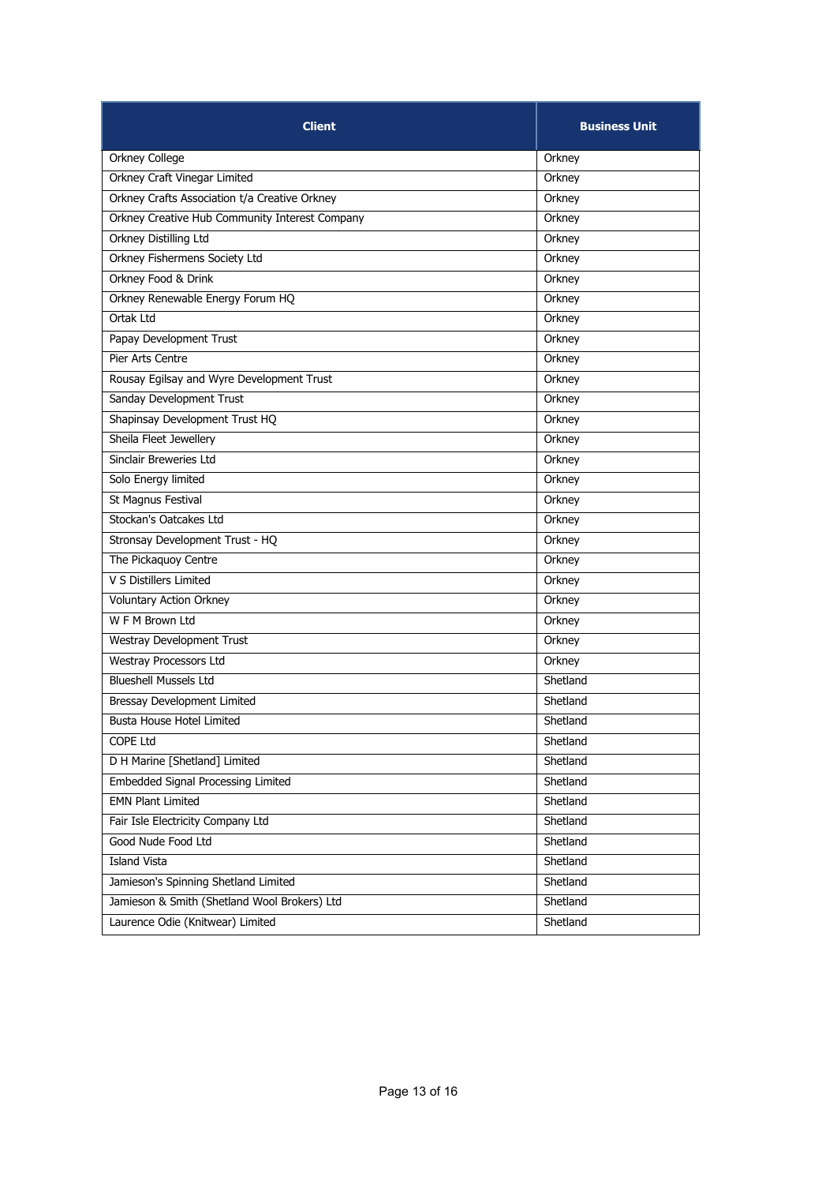| Client | Business Unit |
| --- | --- |
| Orkney College | Orkney |
| Orkney Craft Vinegar Limited | Orkney |
| Orkney Crafts Association t/a Creative Orkney | Orkney |
| Orkney Creative Hub Community Interest Company | Orkney |
| Orkney Distilling Ltd | Orkney |
| Orkney Fishermens Society Ltd | Orkney |
| Orkney Food & Drink | Orkney |
| Orkney Renewable Energy Forum HQ | Orkney |
| Ortak Ltd | Orkney |
| Papay Development Trust | Orkney |
| Pier Arts Centre | Orkney |
| Rousay Egilsay and Wyre Development Trust | Orkney |
| Sanday Development Trust | Orkney |
| Shapinsay Development Trust HQ | Orkney |
| Sheila Fleet Jewellery | Orkney |
| Sinclair Breweries Ltd | Orkney |
| Solo Energy limited | Orkney |
| St Magnus Festival | Orkney |
| Stockan's Oatcakes Ltd | Orkney |
| Stronsay Development Trust - HQ | Orkney |
| The Pickaquoy Centre | Orkney |
| V S Distillers Limited | Orkney |
| Voluntary Action Orkney | Orkney |
| W F M Brown Ltd | Orkney |
| Westray Development Trust | Orkney |
| Westray Processors Ltd | Orkney |
| Blueshell Mussels Ltd | Shetland |
| Bressay Development Limited | Shetland |
| Busta House Hotel Limited | Shetland |
| COPE Ltd | Shetland |
| D H Marine [Shetland] Limited | Shetland |
| Embedded Signal Processing Limited | Shetland |
| EMN Plant Limited | Shetland |
| Fair Isle Electricity Company Ltd | Shetland |
| Good Nude Food Ltd | Shetland |
| Island Vista | Shetland |
| Jamieson's Spinning Shetland Limited | Shetland |
| Jamieson & Smith (Shetland Wool Brokers) Ltd | Shetland |
| Laurence Odie (Knitwear) Limited | Shetland |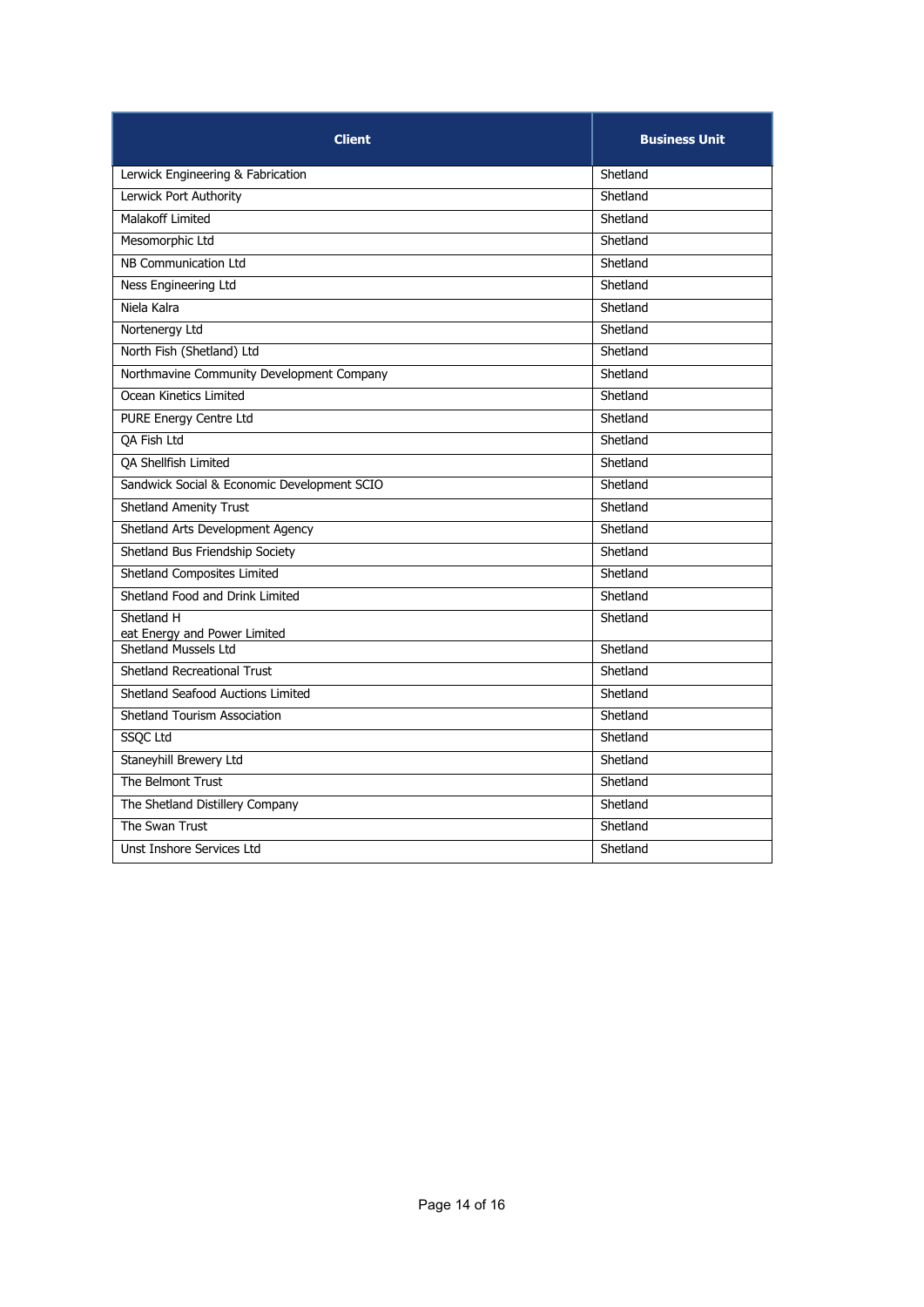| Client | Business Unit |
|---|---|
| Lerwick Engineering & Fabrication | Shetland |
| Lerwick Port Authority | Shetland |
| Malakoff Limited | Shetland |
| Mesomorphic Ltd | Shetland |
| NB Communication Ltd | Shetland |
| Ness Engineering Ltd | Shetland |
| Niela Kalra | Shetland |
| Nortenergy Ltd | Shetland |
| North Fish (Shetland) Ltd | Shetland |
| Northmavine Community Development Company | Shetland |
| Ocean Kinetics Limited | Shetland |
| PURE Energy Centre Ltd | Shetland |
| QA Fish Ltd | Shetland |
| QA Shellfish Limited | Shetland |
| Sandwick Social & Economic Development SCIO | Shetland |
| Shetland Amenity Trust | Shetland |
| Shetland Arts Development Agency | Shetland |
| Shetland Bus Friendship Society | Shetland |
| Shetland Composites Limited | Shetland |
| Shetland Food and Drink Limited | Shetland |
| Shetland Heat Energy and Power Limited | Shetland |
| Shetland Mussels Ltd | Shetland |
| Shetland Recreational Trust | Shetland |
| Shetland Seafood Auctions Limited | Shetland |
| Shetland Tourism Association | Shetland |
| SSQC Ltd | Shetland |
| Staneyhill Brewery Ltd | Shetland |
| The Belmont Trust | Shetland |
| The Shetland Distillery Company | Shetland |
| The Swan Trust | Shetland |
| Unst Inshore Services Ltd | Shetland |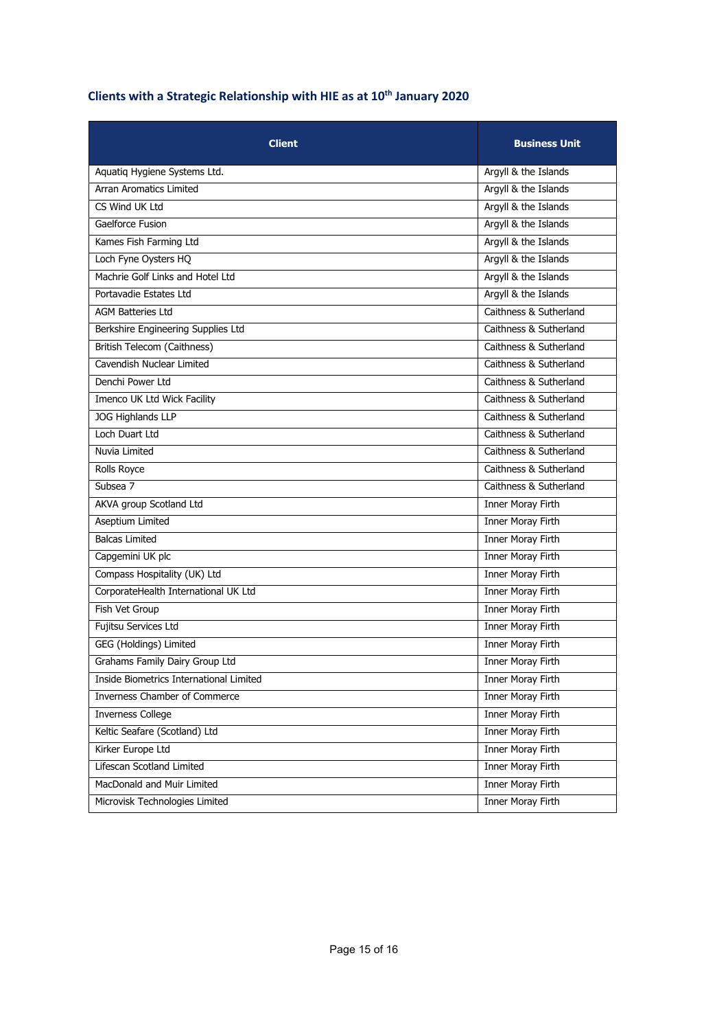### Clients with a Strategic Relationship with HIE as at 10th January 2020

| Client | Business Unit |
|---|---|
| Aquatiq Hygiene Systems Ltd. | Argyll & the Islands |
| Arran Aromatics Limited | Argyll & the Islands |
| CS Wind UK Ltd | Argyll & the Islands |
| Gaelforce Fusion | Argyll & the Islands |
| Kames Fish Farming Ltd | Argyll & the Islands |
| Loch Fyne Oysters HQ | Argyll & the Islands |
| Machrie Golf Links and Hotel Ltd | Argyll & the Islands |
| Portavadie Estates Ltd | Argyll & the Islands |
| AGM Batteries Ltd | Caithness & Sutherland |
| Berkshire Engineering Supplies Ltd | Caithness & Sutherland |
| British Telecom (Caithness) | Caithness & Sutherland |
| Cavendish Nuclear Limited | Caithness & Sutherland |
| Denchi Power Ltd | Caithness & Sutherland |
| Imenco UK Ltd Wick Facility | Caithness & Sutherland |
| JOG Highlands LLP | Caithness & Sutherland |
| Loch Duart Ltd | Caithness & Sutherland |
| Nuvia Limited | Caithness & Sutherland |
| Rolls Royce | Caithness & Sutherland |
| Subsea 7 | Caithness & Sutherland |
| AKVA group Scotland Ltd | Inner Moray Firth |
| Aseptium Limited | Inner Moray Firth |
| Balcas Limited | Inner Moray Firth |
| Capgemini UK plc | Inner Moray Firth |
| Compass Hospitality (UK) Ltd | Inner Moray Firth |
| CorporateHealth International UK Ltd | Inner Moray Firth |
| Fish Vet Group | Inner Moray Firth |
| Fujitsu Services Ltd | Inner Moray Firth |
| GEG (Holdings) Limited | Inner Moray Firth |
| Grahams Family Dairy Group Ltd | Inner Moray Firth |
| Inside Biometrics International Limited | Inner Moray Firth |
| Inverness Chamber of Commerce | Inner Moray Firth |
| Inverness College | Inner Moray Firth |
| Keltic Seafare (Scotland) Ltd | Inner Moray Firth |
| Kirker Europe Ltd | Inner Moray Firth |
| Lifescan Scotland Limited | Inner Moray Firth |
| MacDonald and Muir Limited | Inner Moray Firth |
| Microvisk Technologies Limited | Inner Moray Firth |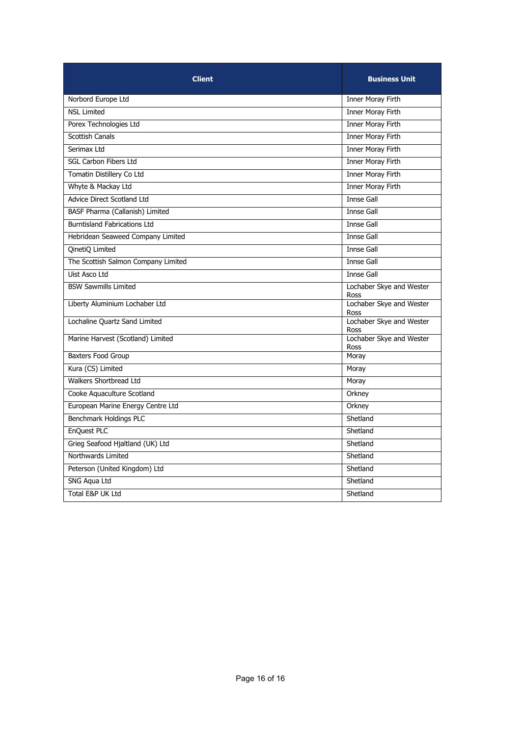| Client | Business Unit |
| --- | --- |
| Norbord Europe Ltd | Inner Moray Firth |
| NSL Limited | Inner Moray Firth |
| Porex Technologies Ltd | Inner Moray Firth |
| Scottish Canals | Inner Moray Firth |
| Serimax Ltd | Inner Moray Firth |
| SGL Carbon Fibers Ltd | Inner Moray Firth |
| Tomatin Distillery Co Ltd | Inner Moray Firth |
| Whyte & Mackay Ltd | Inner Moray Firth |
| Advice Direct Scotland Ltd | Innse Gall |
| BASF Pharma (Callanish) Limited | Innse Gall |
| Burntisland Fabrications Ltd | Innse Gall |
| Hebridean Seaweed Company Limited | Innse Gall |
| QinetiQ Limited | Innse Gall |
| The Scottish Salmon Company Limited | Innse Gall |
| Uist Asco Ltd | Innse Gall |
| BSW Sawmills Limited | Lochaber Skye and Wester Ross |
| Liberty Aluminium Lochaber Ltd | Lochaber Skye and Wester Ross |
| Lochaline Quartz Sand Limited | Lochaber Skye and Wester Ross |
| Marine Harvest (Scotland) Limited | Lochaber Skye and Wester Ross |
| Baxters Food Group | Moray |
| Kura (CS) Limited | Moray |
| Walkers Shortbread Ltd | Moray |
| Cooke Aquaculture Scotland | Orkney |
| European Marine Energy Centre Ltd | Orkney |
| Benchmark Holdings PLC | Shetland |
| EnQuest PLC | Shetland |
| Grieg Seafood Hjaltland (UK) Ltd | Shetland |
| Northwards Limited | Shetland |
| Peterson (United Kingdom) Ltd | Shetland |
| SNG Aqua Ltd | Shetland |
| Total E&P UK Ltd | Shetland |